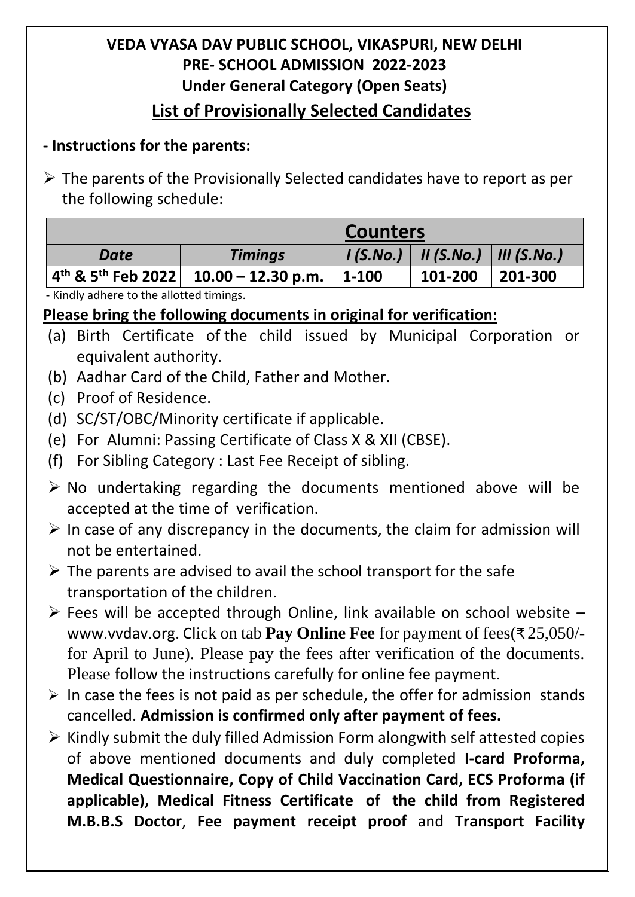# VEDA VYASA DAV PUBLIC SCHOOL, VIKASPURI, NEW DELHI

## PRE- SCHOOL ADMISSION 2022-2023

### Under General Category (Open Seats)

## List of Provisionally Selected Candidates

**- Instructions for the parents:**

- The parents of the Provisionally Selected candidates have to report as per the following schedule:

| | | **Counters** | | |
|---|---|---|---|---|
| ***Date*** | ***Timings*** | ***I (S.No.)*** | ***II (S.No.)*** | ***III (S.No.)*** |
| **4th & 5th Feb 2022** | **10.00 – 12.30 p.m.** | **1-100** | **101-200** | **201-300** |

- Kindly adhere to the allotted timings.

**Please bring the following documents in original for verification:**

(a) Birth Certificate of the child issued by Municipal Corporation or equivalent authority.
(b) Aadhar Card of the Child, Father and Mother.
(c) Proof of Residence.
(d) SC/ST/OBC/Minority certificate if applicable.
(e) For Alumni: Passing Certificate of Class X & XII (CBSE).
(f) For Sibling Category : Last Fee Receipt of sibling.

- No undertaking regarding the documents mentioned above will be accepted at the time of verification.
- In case of any discrepancy in the documents, the claim for admission will not be entertained.
- The parents are advised to avail the school transport for the safe transportation of the children.
- Fees will be accepted through Online, link available on school website – www.vvdav.org. Click on tab **Pay Online Fee** for payment of fees(₹25,050/- for April to June). Please pay the fees after verification of the documents. Please follow the instructions carefully for online fee payment.
- In case the fees is not paid as per schedule, the offer for admission stands cancelled. **Admission is confirmed only after payment of fees.**
- Kindly submit the duly filled Admission Form alongwith self attested copies of above mentioned documents and duly completed **I-card Proforma, Medical Questionnaire, Copy of Child Vaccination Card, ECS Proforma (if applicable), Medical Fitness Certificate of the child from Registered M.B.B.S Doctor**, **Fee payment receipt proof** and **Transport Facility**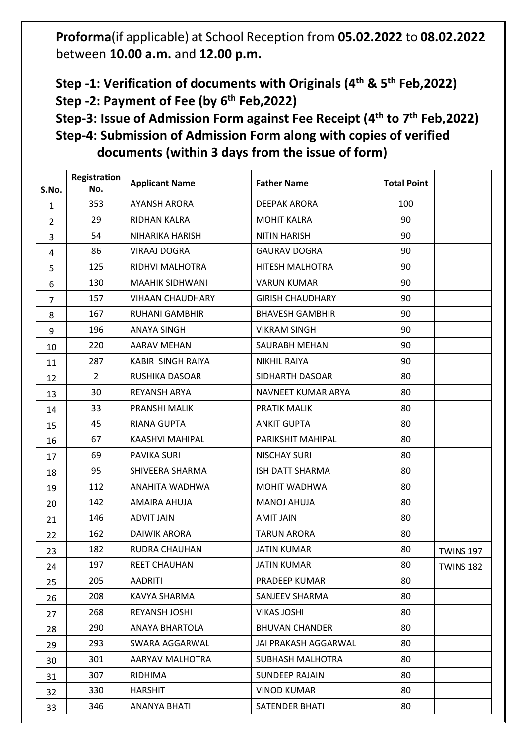**Proforma**(if applicable) at School Reception from **05.02.2022** to **08.02.2022** between **10.00 a.m.** and **12.00 p.m.**

**Step -1: Verification of documents with Originals (4th & 5th Feb,2022)**
**Step -2: Payment of Fee (by 6th Feb,2022)**
**Step-3: Issue of Admission Form against Fee Receipt (4th to 7th Feb,2022)**
**Step-4: Submission of Admission Form along with copies of verified documents (within 3 days from the issue of form)**

| S.No. | Registration No. | Applicant Name | Father Name | Total Point | |
|---|---|---|---|---|---|
| 1 | 353 | AYANSH ARORA | DEEPAK ARORA | 100 | |
| 2 | 29 | RIDHAN KALRA | MOHIT KALRA | 90 | |
| 3 | 54 | NIHARIKA HARISH | NITIN HARISH | 90 | |
| 4 | 86 | VIRAAJ DOGRA | GAURAV DOGRA | 90 | |
| 5 | 125 | RIDHVI MALHOTRA | HITESH MALHOTRA | 90 | |
| 6 | 130 | MAAHIK SIDHWANI | VARUN KUMAR | 90 | |
| 7 | 157 | VIHAAN CHAUDHARY | GIRISH CHAUDHARY | 90 | |
| 8 | 167 | RUHANI GAMBHIR | BHAVESH GAMBHIR | 90 | |
| 9 | 196 | ANAYA SINGH | VIKRAM SINGH | 90 | |
| 10 | 220 | AARAV MEHAN | SAURABH MEHAN | 90 | |
| 11 | 287 | KABIR SINGH RAIYA | NIKHIL RAIYA | 90 | |
| 12 | 2 | RUSHIKA DASOAR | SIDHARTH DASOAR | 80 | |
| 13 | 30 | REYANSH ARYA | NAVNEET KUMAR ARYA | 80 | |
| 14 | 33 | PRANSHI MALIK | PRATIK MALIK | 80 | |
| 15 | 45 | RIANA GUPTA | ANKIT GUPTA | 80 | |
| 16 | 67 | KAASHVI MAHIPAL | PARIKSHIT MAHIPAL | 80 | |
| 17 | 69 | PAVIKA SURI | NISCHAY SURI | 80 | |
| 18 | 95 | SHIVEERA SHARMA | ISH DATT SHARMA | 80 | |
| 19 | 112 | ANAHITA WADHWA | MOHIT WADHWA | 80 | |
| 20 | 142 | AMAIRA AHUJA | MANOJ AHUJA | 80 | |
| 21 | 146 | ADVIT JAIN | AMIT JAIN | 80 | |
| 22 | 162 | DAIWIK ARORA | TARUN ARORA | 80 | |
| 23 | 182 | RUDRA CHAUHAN | JATIN KUMAR | 80 | TWINS 197 |
| 24 | 197 | REET CHAUHAN | JATIN KUMAR | 80 | TWINS 182 |
| 25 | 205 | AADRITI | PRADEEP KUMAR | 80 | |
| 26 | 208 | KAVYA SHARMA | SANJEEV SHARMA | 80 | |
| 27 | 268 | REYANSH JOSHI | VIKAS JOSHI | 80 | |
| 28 | 290 | ANAYA BHARTOLA | BHUVAN CHANDER | 80 | |
| 29 | 293 | SWARA AGGARWAL | JAI PRAKASH AGGARWAL | 80 | |
| 30 | 301 | AARYAV MALHOTRA | SUBHASH MALHOTRA | 80 | |
| 31 | 307 | RIDHIMA | SUNDEEP RAJAIN | 80 | |
| 32 | 330 | HARSHIT | VINOD KUMAR | 80 | |
| 33 | 346 | ANANYA BHATI | SATENDER BHATI | 80 | |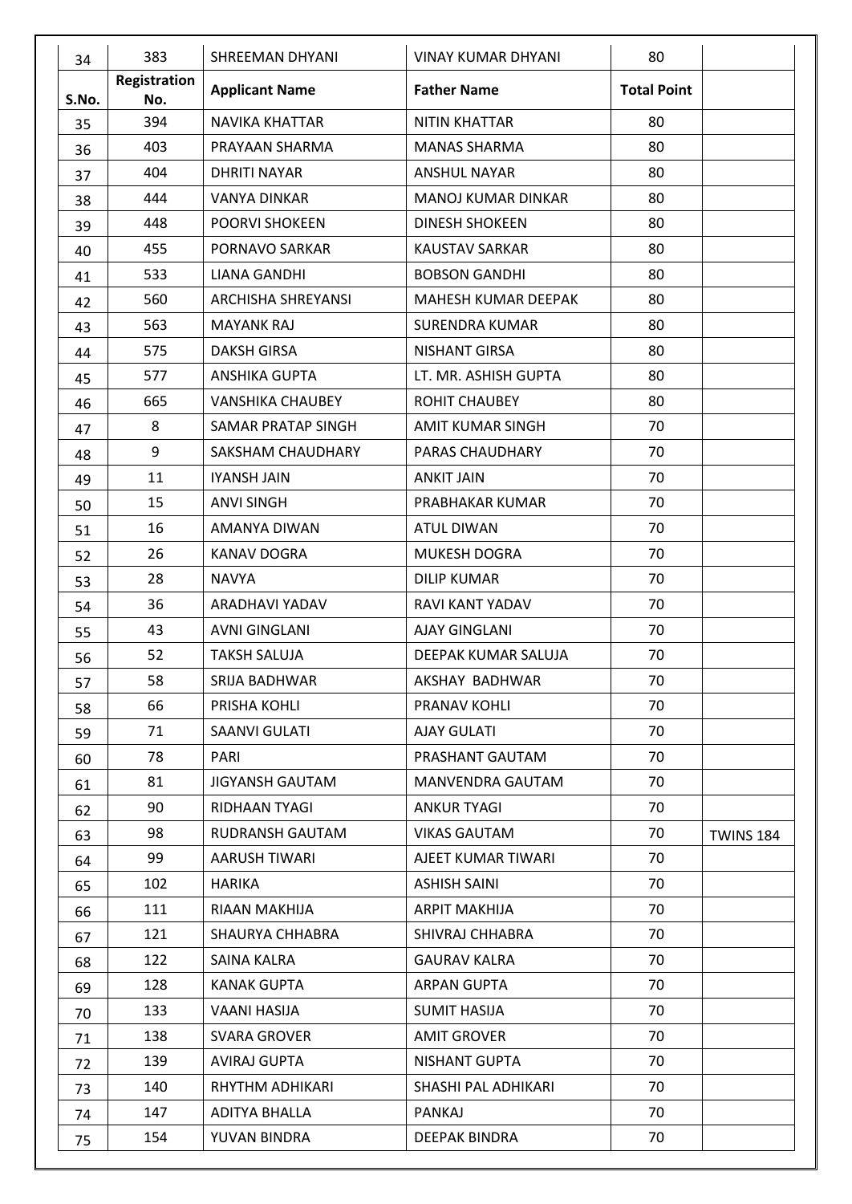| S.No. | Registration No. | Applicant Name | Father Name | Total Point | |
|---|---|---|---|---|---|
| 34 | 383 | SHREEMAN DHYANI | VINAY KUMAR DHYANI | 80 | |
| 35 | 394 | NAVIKA KHATTAR | NITIN KHATTAR | 80 | |
| 36 | 403 | PRAYAAN SHARMA | MANAS SHARMA | 80 | |
| 37 | 404 | DHRITI NAYAR | ANSHUL NAYAR | 80 | |
| 38 | 444 | VANYA DINKAR | MANOJ KUMAR DINKAR | 80 | |
| 39 | 448 | POORVI SHOKEEN | DINESH SHOKEEN | 80 | |
| 40 | 455 | PORNAVO SARKAR | KAUSTAV SARKAR | 80 | |
| 41 | 533 | LIANA GANDHI | BOBSON GANDHI | 80 | |
| 42 | 560 | ARCHISHA SHREYANSI | MAHESH KUMAR DEEPAK | 80 | |
| 43 | 563 | MAYANK RAJ | SURENDRA KUMAR | 80 | |
| 44 | 575 | DAKSH GIRSA | NISHANT GIRSA | 80 | |
| 45 | 577 | ANSHIKA GUPTA | LT. MR. ASHISH GUPTA | 80 | |
| 46 | 665 | VANSHIKA CHAUBEY | ROHIT CHAUBEY | 80 | |
| 47 | 8 | SAMAR PRATAP SINGH | AMIT KUMAR SINGH | 70 | |
| 48 | 9 | SAKSHAM CHAUDHARY | PARAS CHAUDHARY | 70 | |
| 49 | 11 | IYANSH JAIN | ANKIT JAIN | 70 | |
| 50 | 15 | ANVI SINGH | PRABHAKAR KUMAR | 70 | |
| 51 | 16 | AMANYA DIWAN | ATUL DIWAN | 70 | |
| 52 | 26 | KANAV DOGRA | MUKESH DOGRA | 70 | |
| 53 | 28 | NAVYA | DILIP KUMAR | 70 | |
| 54 | 36 | ARADHAVI YADAV | RAVI KANT YADAV | 70 | |
| 55 | 43 | AVNI GINGLANI | AJAY GINGLANI | 70 | |
| 56 | 52 | TAKSH SALUJA | DEEPAK KUMAR SALUJA | 70 | |
| 57 | 58 | SRIJA BADHWAR | AKSHAY BADHWAR | 70 | |
| 58 | 66 | PRISHA KOHLI | PRANAV KOHLI | 70 | |
| 59 | 71 | SAANVI GULATI | AJAY GULATI | 70 | |
| 60 | 78 | PARI | PRASHANT GAUTAM | 70 | |
| 61 | 81 | JIGYANSH GAUTAM | MANVENDRA GAUTAM | 70 | |
| 62 | 90 | RIDHAAN TYAGI | ANKUR TYAGI | 70 | |
| 63 | 98 | RUDRANSH GAUTAM | VIKAS GAUTAM | 70 | TWINS 184 |
| 64 | 99 | AARUSH TIWARI | AJEET KUMAR TIWARI | 70 | |
| 65 | 102 | HARIKA | ASHISH SAINI | 70 | |
| 66 | 111 | RIAAN MAKHIJA | ARPIT MAKHIJA | 70 | |
| 67 | 121 | SHAURYA CHHABRA | SHIVRAJ CHHABRA | 70 | |
| 68 | 122 | SAINA KALRA | GAURAV KALRA | 70 | |
| 69 | 128 | KANAK GUPTA | ARPAN GUPTA | 70 | |
| 70 | 133 | VAANI HASIJA | SUMIT HASIJA | 70 | |
| 71 | 138 | SVARA GROVER | AMIT GROVER | 70 | |
| 72 | 139 | AVIRAJ GUPTA | NISHANT GUPTA | 70 | |
| 73 | 140 | RHYTHM ADHIKARI | SHASHI PAL ADHIKARI | 70 | |
| 74 | 147 | ADITYA BHALLA | PANKAJ | 70 | |
| 75 | 154 | YUVAN BINDRA | DEEPAK BINDRA | 70 | |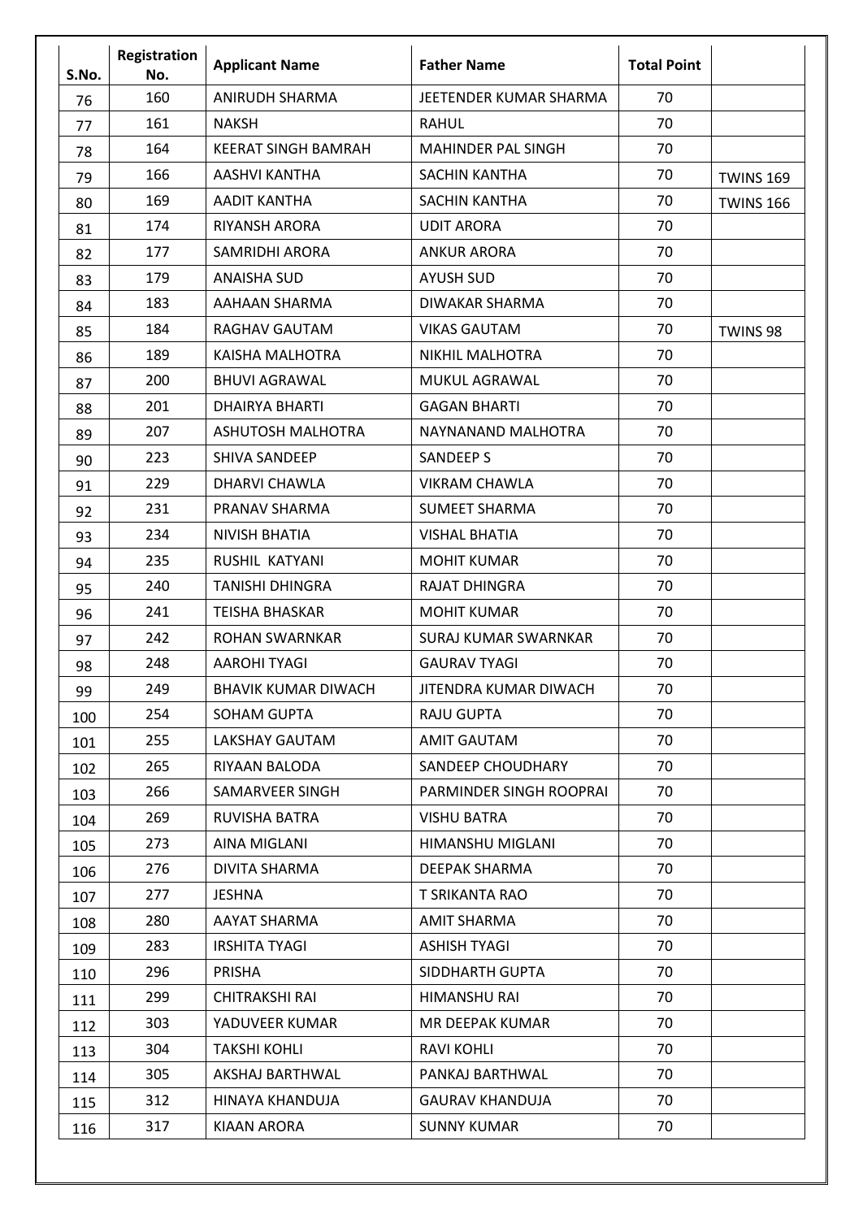| S.No. | Registration No. | Applicant Name | Father Name | Total Point | |
|---|---|---|---|---|---|
| 76 | 160 | ANIRUDH SHARMA | JEETENDER KUMAR SHARMA | 70 | |
| 77 | 161 | NAKSH | RAHUL | 70 | |
| 78 | 164 | KEERAT SINGH BAMRAH | MAHINDER PAL SINGH | 70 | |
| 79 | 166 | AASHVI KANTHA | SACHIN KANTHA | 70 | TWINS 169 |
| 80 | 169 | AADIT KANTHA | SACHIN KANTHA | 70 | TWINS 166 |
| 81 | 174 | RIYANSH ARORA | UDIT ARORA | 70 | |
| 82 | 177 | SAMRIDHI ARORA | ANKUR ARORA | 70 | |
| 83 | 179 | ANAISHA SUD | AYUSH SUD | 70 | |
| 84 | 183 | AAHAAN SHARMA | DIWAKAR SHARMA | 70 | |
| 85 | 184 | RAGHAV GAUTAM | VIKAS GAUTAM | 70 | TWINS 98 |
| 86 | 189 | KAISHA MALHOTRA | NIKHIL MALHOTRA | 70 | |
| 87 | 200 | BHUVI AGRAWAL | MUKUL AGRAWAL | 70 | |
| 88 | 201 | DHAIRYA BHARTI | GAGAN BHARTI | 70 | |
| 89 | 207 | ASHUTOSH MALHOTRA | NAYNANAND MALHOTRA | 70 | |
| 90 | 223 | SHIVA SANDEEP | SANDEEP S | 70 | |
| 91 | 229 | DHARVI CHAWLA | VIKRAM CHAWLA | 70 | |
| 92 | 231 | PRANAV SHARMA | SUMEET SHARMA | 70 | |
| 93 | 234 | NIVISH BHATIA | VISHAL BHATIA | 70 | |
| 94 | 235 | RUSHIL KATYANI | MOHIT KUMAR | 70 | |
| 95 | 240 | TANISHI DHINGRA | RAJAT DHINGRA | 70 | |
| 96 | 241 | TEISHA BHASKAR | MOHIT KUMAR | 70 | |
| 97 | 242 | ROHAN SWARNKAR | SURAJ KUMAR SWARNKAR | 70 | |
| 98 | 248 | AAROHI TYAGI | GAURAV TYAGI | 70 | |
| 99 | 249 | BHAVIK KUMAR DIWACH | JITENDRA KUMAR DIWACH | 70 | |
| 100 | 254 | SOHAM GUPTA | RAJU GUPTA | 70 | |
| 101 | 255 | LAKSHAY GAUTAM | AMIT GAUTAM | 70 | |
| 102 | 265 | RIYAAN BALODA | SANDEEP CHOUDHARY | 70 | |
| 103 | 266 | SAMARVEER SINGH | PARMINDER SINGH ROOPRAI | 70 | |
| 104 | 269 | RUVISHA BATRA | VISHU BATRA | 70 | |
| 105 | 273 | AINA MIGLANI | HIMANSHU MIGLANI | 70 | |
| 106 | 276 | DIVITA SHARMA | DEEPAK SHARMA | 70 | |
| 107 | 277 | JESHNA | T SRIKANTA RAO | 70 | |
| 108 | 280 | AAYAT SHARMA | AMIT SHARMA | 70 | |
| 109 | 283 | IRSHITA TYAGI | ASHISH TYAGI | 70 | |
| 110 | 296 | PRISHA | SIDDHARTH GUPTA | 70 | |
| 111 | 299 | CHITRAKSHI RAI | HIMANSHU RAI | 70 | |
| 112 | 303 | YADUVEER KUMAR | MR DEEPAK KUMAR | 70 | |
| 113 | 304 | TAKSHI KOHLI | RAVI KOHLI | 70 | |
| 114 | 305 | AKSHAJ BARTHWAL | PANKAJ BARTHWAL | 70 | |
| 115 | 312 | HINAYA KHANDUJA | GAURAV KHANDUJA | 70 | |
| 116 | 317 | KIAAN ARORA | SUNNY KUMAR | 70 | |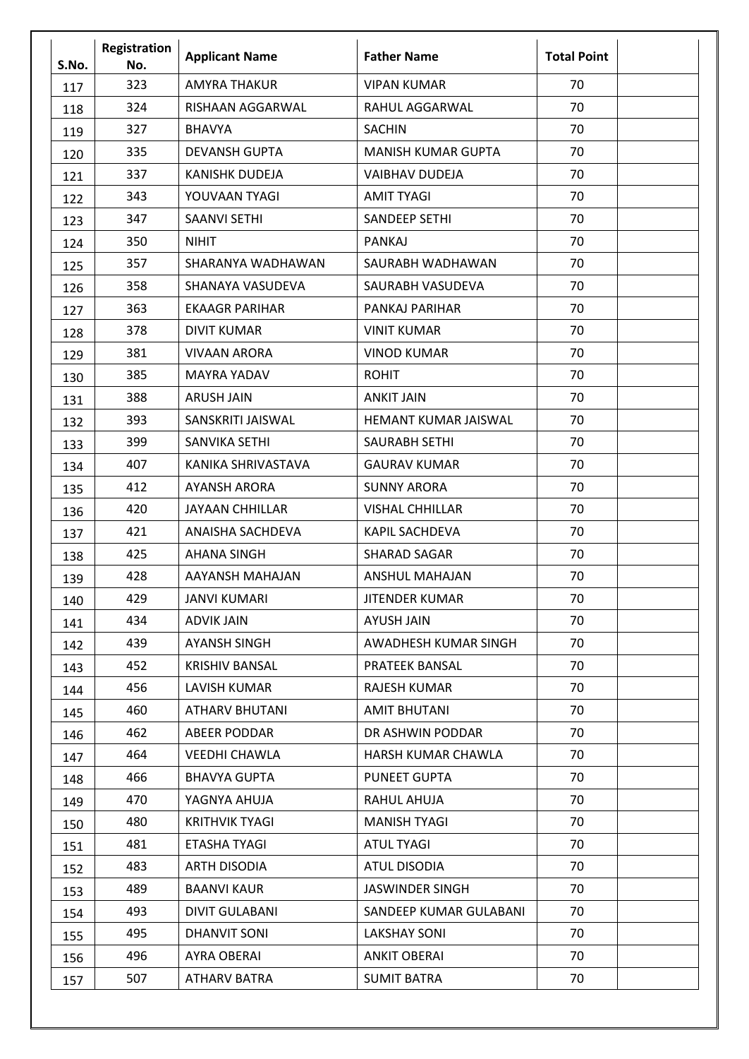| S.No. | Registration No. | Applicant Name | Father Name | Total Point | |
|---|---|---|---|---|---|
| 117 | 323 | AMYRA THAKUR | VIPAN KUMAR | 70 | |
| 118 | 324 | RISHAAN AGGARWAL | RAHUL AGGARWAL | 70 | |
| 119 | 327 | BHAVYA | SACHIN | 70 | |
| 120 | 335 | DEVANSH GUPTA | MANISH KUMAR GUPTA | 70 | |
| 121 | 337 | KANISHK DUDEJA | VAIBHAV DUDEJA | 70 | |
| 122 | 343 | YOUVAAN TYAGI | AMIT TYAGI | 70 | |
| 123 | 347 | SAANVI SETHI | SANDEEP SETHI | 70 | |
| 124 | 350 | NIHIT | PANKAJ | 70 | |
| 125 | 357 | SHARANYA WADHAWAN | SAURABH WADHAWAN | 70 | |
| 126 | 358 | SHANAYA VASUDEVA | SAURABH VASUDEVA | 70 | |
| 127 | 363 | EKAAGR PARIHAR | PANKAJ PARIHAR | 70 | |
| 128 | 378 | DIVIT KUMAR | VINIT KUMAR | 70 | |
| 129 | 381 | VIVAAN ARORA | VINOD KUMAR | 70 | |
| 130 | 385 | MAYRA YADAV | ROHIT | 70 | |
| 131 | 388 | ARUSH JAIN | ANKIT JAIN | 70 | |
| 132 | 393 | SANSKRITI JAISWAL | HEMANT KUMAR JAISWAL | 70 | |
| 133 | 399 | SANVIKA SETHI | SAURABH SETHI | 70 | |
| 134 | 407 | KANIKA SHRIVASTAVA | GAURAV KUMAR | 70 | |
| 135 | 412 | AYANSH ARORA | SUNNY ARORA | 70 | |
| 136 | 420 | JAYAAN CHHILLAR | VISHAL CHHILLAR | 70 | |
| 137 | 421 | ANAISHA SACHDEVA | KAPIL SACHDEVA | 70 | |
| 138 | 425 | AHANA SINGH | SHARAD SAGAR | 70 | |
| 139 | 428 | AAYANSH MAHAJAN | ANSHUL MAHAJAN | 70 | |
| 140 | 429 | JANVI KUMARI | JITENDER KUMAR | 70 | |
| 141 | 434 | ADVIK JAIN | AYUSH JAIN | 70 | |
| 142 | 439 | AYANSH SINGH | AWADHESH KUMAR SINGH | 70 | |
| 143 | 452 | KRISHIV BANSAL | PRATEEK BANSAL | 70 | |
| 144 | 456 | LAVISH KUMAR | RAJESH KUMAR | 70 | |
| 145 | 460 | ATHARV BHUTANI | AMIT BHUTANI | 70 | |
| 146 | 462 | ABEER PODDAR | DR ASHWIN PODDAR | 70 | |
| 147 | 464 | VEEDHI CHAWLA | HARSH KUMAR CHAWLA | 70 | |
| 148 | 466 | BHAVYA GUPTA | PUNEET GUPTA | 70 | |
| 149 | 470 | YAGNYA AHUJA | RAHUL AHUJA | 70 | |
| 150 | 480 | KRITHVIK TYAGI | MANISH TYAGI | 70 | |
| 151 | 481 | ETASHA TYAGI | ATUL TYAGI | 70 | |
| 152 | 483 | ARTH DISODIA | ATUL DISODIA | 70 | |
| 153 | 489 | BAANVI KAUR | JASWINDER SINGH | 70 | |
| 154 | 493 | DIVIT GULABANI | SANDEEP KUMAR GULABANI | 70 | |
| 155 | 495 | DHANVIT SONI | LAKSHAY SONI | 70 | |
| 156 | 496 | AYRA OBERAI | ANKIT OBERAI | 70 | |
| 157 | 507 | ATHARV BATRA | SUMIT BATRA | 70 | |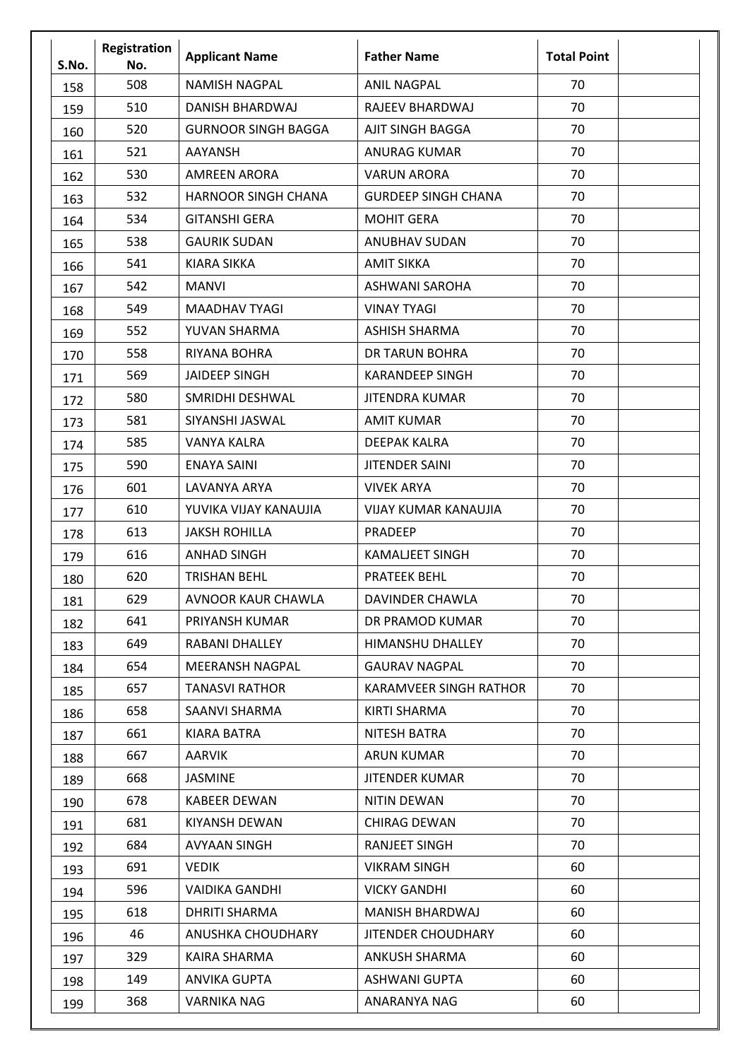| S.No. | Registration No. | Applicant Name | Father Name | Total Point | |
|---|---|---|---|---|---|
| 158 | 508 | NAMISH NAGPAL | ANIL NAGPAL | 70 | |
| 159 | 510 | DANISH BHARDWAJ | RAJEEV BHARDWAJ | 70 | |
| 160 | 520 | GURNOOR SINGH BAGGA | AJIT SINGH BAGGA | 70 | |
| 161 | 521 | AAYANSH | ANURAG KUMAR | 70 | |
| 162 | 530 | AMREEN ARORA | VARUN ARORA | 70 | |
| 163 | 532 | HARNOOR SINGH CHANA | GURDEEP SINGH CHANA | 70 | |
| 164 | 534 | GITANSHI GERA | MOHIT GERA | 70 | |
| 165 | 538 | GAURIK SUDAN | ANUBHAV SUDAN | 70 | |
| 166 | 541 | KIARA SIKKA | AMIT SIKKA | 70 | |
| 167 | 542 | MANVI | ASHWANI SAROHA | 70 | |
| 168 | 549 | MAADHAV TYAGI | VINAY TYAGI | 70 | |
| 169 | 552 | YUVAN SHARMA | ASHISH SHARMA | 70 | |
| 170 | 558 | RIYANA BOHRA | DR TARUN BOHRA | 70 | |
| 171 | 569 | JAIDEEP SINGH | KARANDEEP SINGH | 70 | |
| 172 | 580 | SMRIDHI DESHWAL | JITENDRA KUMAR | 70 | |
| 173 | 581 | SIYANSHI JASWAL | AMIT KUMAR | 70 | |
| 174 | 585 | VANYA KALRA | DEEPAK KALRA | 70 | |
| 175 | 590 | ENAYA SAINI | JITENDER SAINI | 70 | |
| 176 | 601 | LAVANYA ARYA | VIVEK ARYA | 70 | |
| 177 | 610 | YUVIKA VIJAY KANAUJIA | VIJAY KUMAR KANAUJIA | 70 | |
| 178 | 613 | JAKSH ROHILLA | PRADEEP | 70 | |
| 179 | 616 | ANHAD SINGH | KAMALJEET SINGH | 70 | |
| 180 | 620 | TRISHAN BEHL | PRATEEK BEHL | 70 | |
| 181 | 629 | AVNOOR KAUR CHAWLA | DAVINDER CHAWLA | 70 | |
| 182 | 641 | PRIYANSH KUMAR | DR PRAMOD KUMAR | 70 | |
| 183 | 649 | RABANI DHALLEY | HIMANSHU DHALLEY | 70 | |
| 184 | 654 | MEERANSH NAGPAL | GAURAV NAGPAL | 70 | |
| 185 | 657 | TANASVI RATHOR | KARAMVEER SINGH RATHOR | 70 | |
| 186 | 658 | SAANVI SHARMA | KIRTI SHARMA | 70 | |
| 187 | 661 | KIARA BATRA | NITESH BATRA | 70 | |
| 188 | 667 | AARVIK | ARUN KUMAR | 70 | |
| 189 | 668 | JASMINE | JITENDER KUMAR | 70 | |
| 190 | 678 | KABEER DEWAN | NITIN DEWAN | 70 | |
| 191 | 681 | KIYANSH DEWAN | CHIRAG DEWAN | 70 | |
| 192 | 684 | AVYAAN SINGH | RANJEET SINGH | 70 | |
| 193 | 691 | VEDIK | VIKRAM SINGH | 60 | |
| 194 | 596 | VAIDIKA GANDHI | VICKY GANDHI | 60 | |
| 195 | 618 | DHRITI SHARMA | MANISH BHARDWAJ | 60 | |
| 196 | 46 | ANUSHKA CHOUDHARY | JITENDER CHOUDHARY | 60 | |
| 197 | 329 | KAIRA SHARMA | ANKUSH SHARMA | 60 | |
| 198 | 149 | ANVIKA GUPTA | ASHWANI GUPTA | 60 | |
| 199 | 368 | VARNIKA NAG | ANARANYA NAG | 60 | |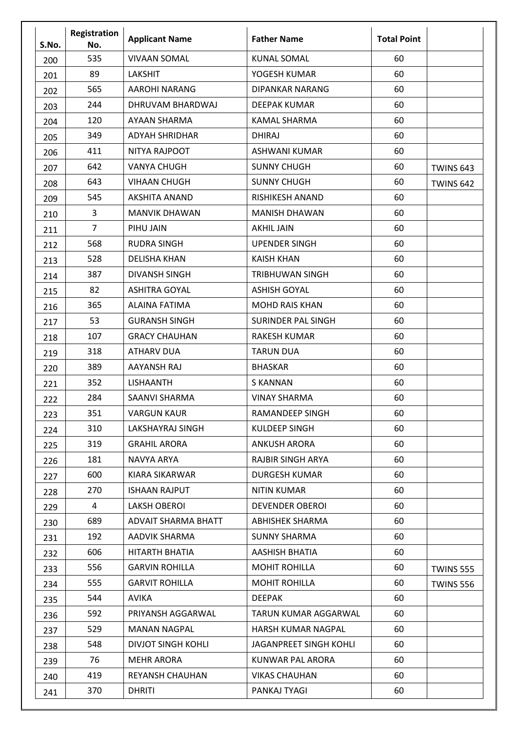| S.No. | Registration No. | Applicant Name | Father Name | Total Point | |
|---|---|---|---|---|---|
| 200 | 535 | VIVAAN SOMAL | KUNAL SOMAL | 60 | |
| 201 | 89 | LAKSHIT | YOGESH KUMAR | 60 | |
| 202 | 565 | AAROHI NARANG | DIPANKAR NARANG | 60 | |
| 203 | 244 | DHRUVAM BHARDWAJ | DEEPAK KUMAR | 60 | |
| 204 | 120 | AYAAN SHARMA | KAMAL SHARMA | 60 | |
| 205 | 349 | ADYAH SHRIDHAR | DHIRAJ | 60 | |
| 206 | 411 | NITYA RAJPOOT | ASHWANI KUMAR | 60 | |
| 207 | 642 | VANYA CHUGH | SUNNY CHUGH | 60 | TWINS 643 |
| 208 | 643 | VIHAAN CHUGH | SUNNY CHUGH | 60 | TWINS 642 |
| 209 | 545 | AKSHITA ANAND | RISHIKESH ANAND | 60 | |
| 210 | 3 | MANVIK DHAWAN | MANISH DHAWAN | 60 | |
| 211 | 7 | PIHU JAIN | AKHIL JAIN | 60 | |
| 212 | 568 | RUDRA SINGH | UPENDER SINGH | 60 | |
| 213 | 528 | DELISHA KHAN | KAISH KHAN | 60 | |
| 214 | 387 | DIVANSH SINGH | TRIBHUWAN SINGH | 60 | |
| 215 | 82 | ASHITRA GOYAL | ASHISH GOYAL | 60 | |
| 216 | 365 | ALAINA FATIMA | MOHD RAIS KHAN | 60 | |
| 217 | 53 | GURANSH SINGH | SURINDER PAL SINGH | 60 | |
| 218 | 107 | GRACY CHAUHAN | RAKESH KUMAR | 60 | |
| 219 | 318 | ATHARV DUA | TARUN DUA | 60 | |
| 220 | 389 | AAYANSH RAJ | BHASKAR | 60 | |
| 221 | 352 | LISHAANTH | S KANNAN | 60 | |
| 222 | 284 | SAANVI SHARMA | VINAY SHARMA | 60 | |
| 223 | 351 | VARGUN KAUR | RAMANDEEP SINGH | 60 | |
| 224 | 310 | LAKSHAYRAJ SINGH | KULDEEP SINGH | 60 | |
| 225 | 319 | GRAHIL ARORA | ANKUSH ARORA | 60 | |
| 226 | 181 | NAVYA ARYA | RAJBIR SINGH ARYA | 60 | |
| 227 | 600 | KIARA SIKARWAR | DURGESH KUMAR | 60 | |
| 228 | 270 | ISHAAN RAJPUT | NITIN KUMAR | 60 | |
| 229 | 4 | LAKSH OBEROI | DEVENDER OBEROI | 60 | |
| 230 | 689 | ADVAIT SHARMA BHATT | ABHISHEK SHARMA | 60 | |
| 231 | 192 | AADVIK SHARMA | SUNNY SHARMA | 60 | |
| 232 | 606 | HITARTH BHATIA | AASHISH BHATIA | 60 | |
| 233 | 556 | GARVIN ROHILLA | MOHIT ROHILLA | 60 | TWINS 555 |
| 234 | 555 | GARVIT ROHILLA | MOHIT ROHILLA | 60 | TWINS 556 |
| 235 | 544 | AVIKA | DEEPAK | 60 | |
| 236 | 592 | PRIYANSH AGGARWAL | TARUN KUMAR AGGARWAL | 60 | |
| 237 | 529 | MANAN NAGPAL | HARSH KUMAR NAGPAL | 60 | |
| 238 | 548 | DIVJOT SINGH KOHLI | JAGANPREET SINGH KOHLI | 60 | |
| 239 | 76 | MEHR ARORA | KUNWAR PAL ARORA | 60 | |
| 240 | 419 | REYANSH CHAUHAN | VIKAS CHAUHAN | 60 | |
| 241 | 370 | DHRITI | PANKAJ TYAGI | 60 | |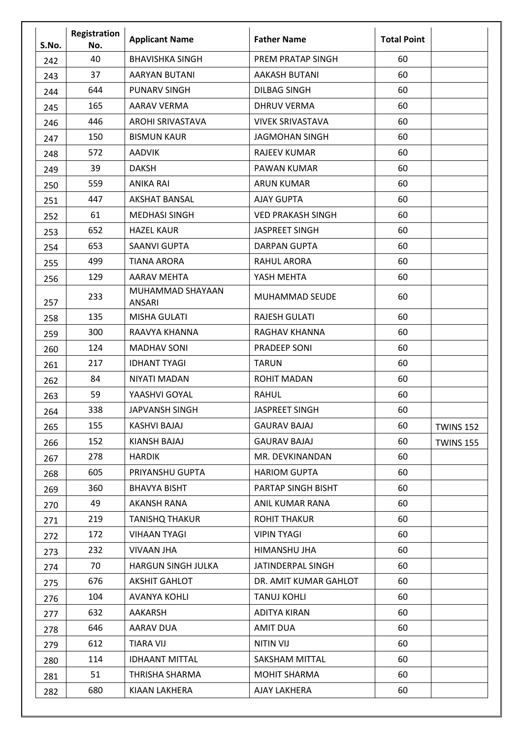| S.No. | Registration No. | Applicant Name | Father Name | Total Point | |
|---|---|---|---|---|---|
| 242 | 40 | BHAVISHKA SINGH | PREM PRATAP SINGH | 60 | |
| 243 | 37 | AARYAN BUTANI | AAKASH BUTANI | 60 | |
| 244 | 644 | PUNARV SINGH | DILBAG SINGH | 60 | |
| 245 | 165 | AARAV VERMA | DHRUV VERMA | 60 | |
| 246 | 446 | AROHI SRIVASTAVA | VIVEK SRIVASTAVA | 60 | |
| 247 | 150 | BISMUN KAUR | JAGMOHAN SINGH | 60 | |
| 248 | 572 | AADVIK | RAJEEV KUMAR | 60 | |
| 249 | 39 | DAKSH | PAWAN KUMAR | 60 | |
| 250 | 559 | ANIKA RAI | ARUN KUMAR | 60 | |
| 251 | 447 | AKSHAT BANSAL | AJAY GUPTA | 60 | |
| 252 | 61 | MEDHASI SINGH | VED PRAKASH SINGH | 60 | |
| 253 | 652 | HAZEL KAUR | JASPREET SINGH | 60 | |
| 254 | 653 | SAANVI GUPTA | DARPAN GUPTA | 60 | |
| 255 | 499 | TIANA ARORA | RAHUL ARORA | 60 | |
| 256 | 129 | AARAV MEHTA | YASH MEHTA | 60 | |
| 257 | 233 | MUHAMMAD SHAYAAN ANSARI | MUHAMMAD SEUDE | 60 | |
| 258 | 135 | MISHA GULATI | RAJESH GULATI | 60 | |
| 259 | 300 | RAAVYA KHANNA | RAGHAV KHANNA | 60 | |
| 260 | 124 | MADHAV SONI | PRADEEP SONI | 60 | |
| 261 | 217 | IDHANT TYAGI | TARUN | 60 | |
| 262 | 84 | NIYATI MADAN | ROHIT MADAN | 60 | |
| 263 | 59 | YAASHVI GOYAL | RAHUL | 60 | |
| 264 | 338 | JAPVANSH SINGH | JASPREET SINGH | 60 | |
| 265 | 155 | KASHVI BAJAJ | GAURAV BAJAJ | 60 | TWINS 152 |
| 266 | 152 | KIANSH BAJAJ | GAURAV BAJAJ | 60 | TWINS 155 |
| 267 | 278 | HARDIK | MR. DEVKINANDAN | 60 | |
| 268 | 605 | PRIYANSHU GUPTA | HARIOM GUPTA | 60 | |
| 269 | 360 | BHAVYA BISHT | PARTAP SINGH BISHT | 60 | |
| 270 | 49 | AKANSH RANA | ANIL KUMAR RANA | 60 | |
| 271 | 219 | TANISHQ THAKUR | ROHIT THAKUR | 60 | |
| 272 | 172 | VIHAAN TYAGI | VIPIN TYAGI | 60 | |
| 273 | 232 | VIVAAN JHA | HIMANSHU JHA | 60 | |
| 274 | 70 | HARGUN SINGH JULKA | JATINDERPAL SINGH | 60 | |
| 275 | 676 | AKSHIT GAHLOT | DR. AMIT KUMAR GAHLOT | 60 | |
| 276 | 104 | AVANYA KOHLI | TANUJ KOHLI | 60 | |
| 277 | 632 | AAKARSH | ADITYA KIRAN | 60 | |
| 278 | 646 | AARAV DUA | AMIT DUA | 60 | |
| 279 | 612 | TIARA VIJ | NITIN VIJ | 60 | |
| 280 | 114 | IDHAANT MITTAL | SAKSHAM MITTAL | 60 | |
| 281 | 51 | THRISHA SHARMA | MOHIT SHARMA | 60 | |
| 282 | 680 | KIAAN LAKHERA | AJAY LAKHERA | 60 | |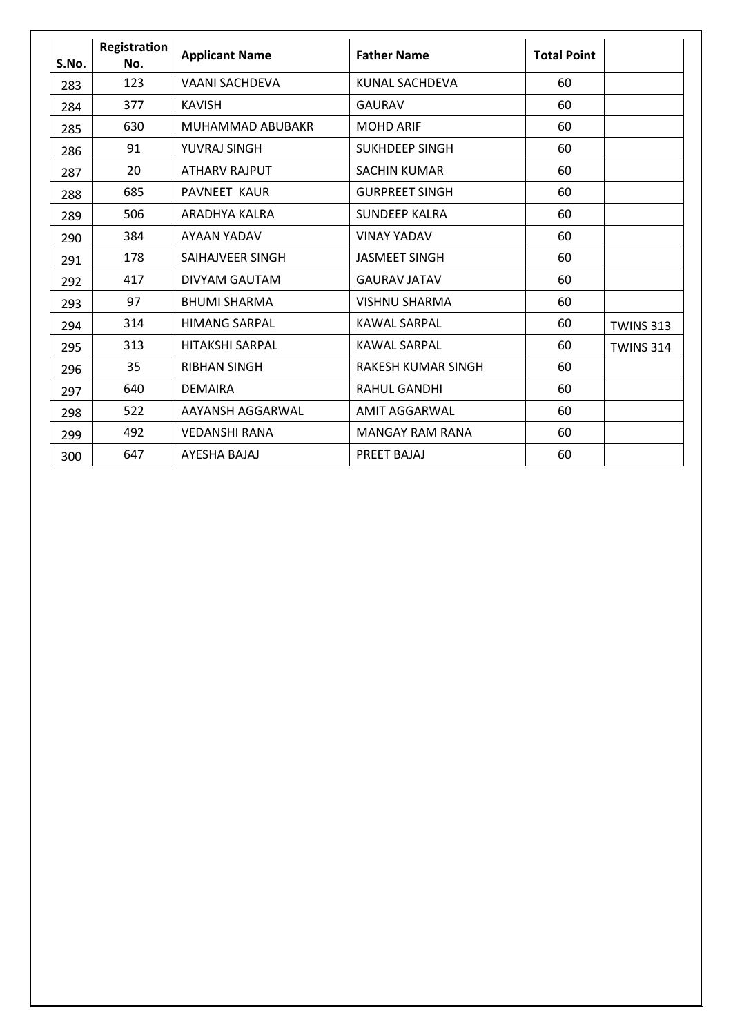| S.No. | Registration No. | Applicant Name | Father Name | Total Point | |
|---|---|---|---|---|---|
| 283 | 123 | VAANI SACHDEVA | KUNAL SACHDEVA | 60 | |
| 284 | 377 | KAVISH | GAURAV | 60 | |
| 285 | 630 | MUHAMMAD ABUBAKR | MOHD ARIF | 60 | |
| 286 | 91 | YUVRAJ SINGH | SUKHDEEP SINGH | 60 | |
| 287 | 20 | ATHARV RAJPUT | SACHIN KUMAR | 60 | |
| 288 | 685 | PAVNEET KAUR | GURPREET SINGH | 60 | |
| 289 | 506 | ARADHYA KALRA | SUNDEEP KALRA | 60 | |
| 290 | 384 | AYAAN YADAV | VINAY YADAV | 60 | |
| 291 | 178 | SAIHAJVEER SINGH | JASMEET SINGH | 60 | |
| 292 | 417 | DIVYAM GAUTAM | GAURAV JATAV | 60 | |
| 293 | 97 | BHUMI SHARMA | VISHNU SHARMA | 60 | |
| 294 | 314 | HIMANG SARPAL | KAWAL SARPAL | 60 | TWINS 313 |
| 295 | 313 | HITAKSHI SARPAL | KAWAL SARPAL | 60 | TWINS 314 |
| 296 | 35 | RIBHAN SINGH | RAKESH KUMAR SINGH | 60 | |
| 297 | 640 | DEMAIRA | RAHUL GANDHI | 60 | |
| 298 | 522 | AAYANSH AGGARWAL | AMIT AGGARWAL | 60 | |
| 299 | 492 | VEDANSHI RANA | MANGAY RAM RANA | 60 | |
| 300 | 647 | AYESHA BAJAJ | PREET BAJAJ | 60 | |